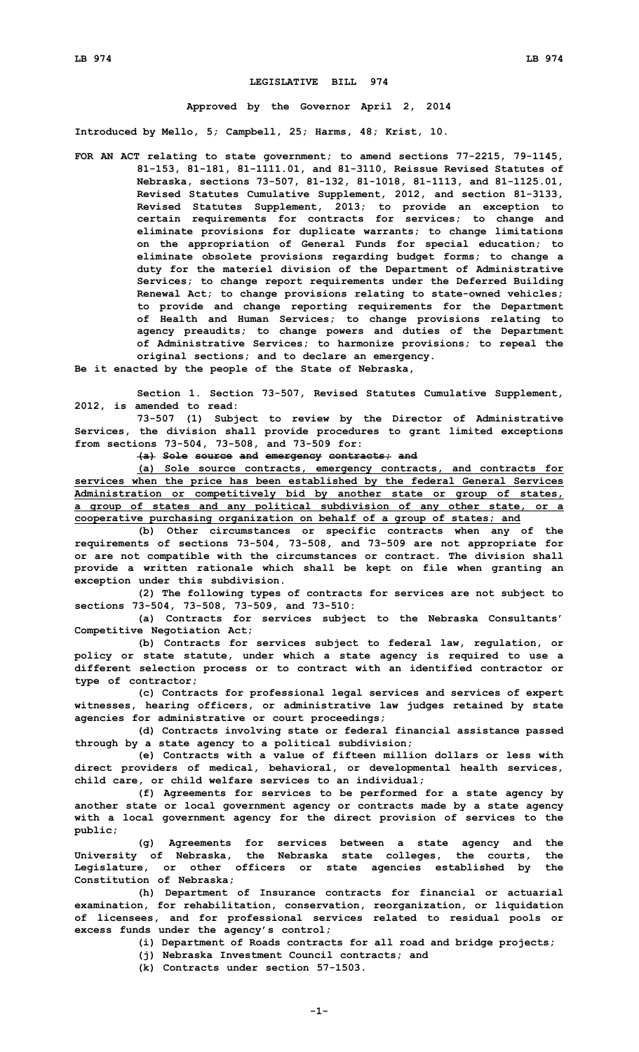# LEGISLATIVE BILL 974

**Approved by the Governor April 2, 2014**

**Introduced by Mello, 5; Campbell, 25; Harms, 48; Krist, 10.**

**FOR AN ACT relating to state government; to amend sections 77-2215, 79-1145, 81-153, 81-181, 81-1111.01, and 81-3110, Reissue Revised Statutes of Nebraska, sections 73-507, 81-132, 81-1018, 81-1113, and 81-1125.01, Revised Statutes Cumulative Supplement, 2012, and section 81-3133, Revised Statutes Supplement, 2013; to provide an exception to certain requirements for contracts for services; to change and eliminate provisions for duplicate warrants; to change limitations on the appropriation of General Funds for special education; to eliminate obsolete provisions regarding budget forms; to change a duty for the materiel division of the Department of Administrative Services; to change report requirements under the Deferred Building Renewal Act; to change provisions relating to state-owned vehicles; to provide and change reporting requirements for the Department of Health and Human Services; to change provisions relating to agency preaudits; to change powers and duties of the Department of Administrative Services; to harmonize provisions; to repeal the original sections; and to declare an emergency.**

**Be it enacted by the people of the State of Nebraska,**

**Section 1. Section 73-507, Revised Statutes Cumulative Supplement, 2012, is amended to read:**

**73-507 (1) Subject to review by the Director of Administrative Services, the division shall provide procedures to grant limited exceptions from sections 73-504, 73-508, and 73-509 for:**

**~~(a) Sole source and emergency contracts; and~~**

**(a) Sole source contracts, emergency contracts, and contracts for services when the price has been established by the federal General Services Administration or competitively bid by another state or group of states, a group of states and any political subdivision of any other state, or a cooperative purchasing organization on behalf of a group of states; and**

**(b) Other circumstances or specific contracts when any of the requirements of sections 73-504, 73-508, and 73-509 are not appropriate for or are not compatible with the circumstances or contract. The division shall provide a written rationale which shall be kept on file when granting an exception under this subdivision.**

**(2) The following types of contracts for services are not subject to sections 73-504, 73-508, 73-509, and 73-510:**

**(a) Contracts for services subject to the Nebraska Consultants' Competitive Negotiation Act;**

**(b) Contracts for services subject to federal law, regulation, or policy or state statute, under which a state agency is required to use a different selection process or to contract with an identified contractor or type of contractor;**

**(c) Contracts for professional legal services and services of expert witnesses, hearing officers, or administrative law judges retained by state agencies for administrative or court proceedings;**

**(d) Contracts involving state or federal financial assistance passed through by a state agency to a political subdivision;**

**(e) Contracts with a value of fifteen million dollars or less with direct providers of medical, behavioral, or developmental health services, child care, or child welfare services to an individual;**

**(f) Agreements for services to be performed for a state agency by another state or local government agency or contracts made by a state agency with a local government agency for the direct provision of services to the public;**

**(g) Agreements for services between a state agency and the University of Nebraska, the Nebraska state colleges, the courts, the Legislature, or other officers or state agencies established by the Constitution of Nebraska;**

**(h) Department of Insurance contracts for financial or actuarial examination, for rehabilitation, conservation, reorganization, or liquidation of licensees, and for professional services related to residual pools or excess funds under the agency's control;**

**(i) Department of Roads contracts for all road and bridge projects;**

**(j) Nebraska Investment Council contracts; and**

**(k) Contracts under section 57-1503.**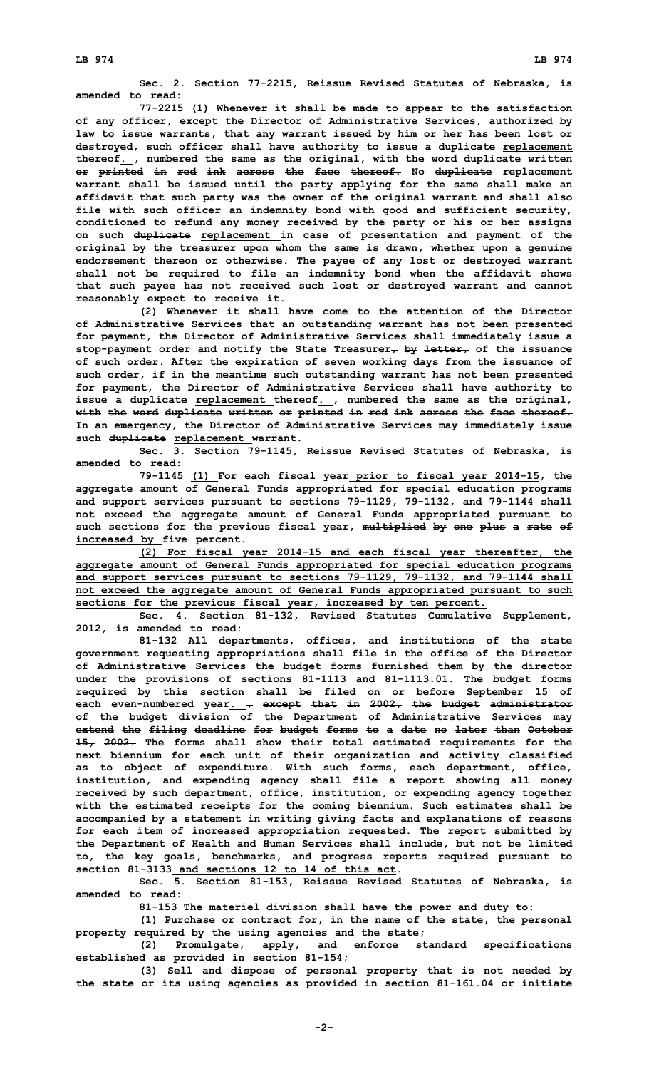Sec. 2. Section 77-2215, Reissue Revised Statutes of Nebraska, is amended to read:

77-2215 (1) Whenever it shall be made to appear to the satisfaction of any officer, except the Director of Administrative Services, authorized by law to issue warrants, that any warrant issued by him or her has been lost or destroyed, such officer shall have authority to issue a ~~duplicate~~ <u>replacement</u> thereof<u>.</u> ~~, numbered the same as the original, with the word duplicate written or printed in red ink across the face thereof.~~ No ~~duplicate~~ <u>replacement</u> warrant shall be issued until the party applying for the same shall make an affidavit that such party was the owner of the original warrant and shall also file with such officer an indemnity bond with good and sufficient security, conditioned to refund any money received by the party or his or her assigns on such ~~duplicate~~ <u>replacement</u> in case of presentation and payment of the original by the treasurer upon whom the same is drawn, whether upon a genuine endorsement thereon or otherwise. The payee of any lost or destroyed warrant shall not be required to file an indemnity bond when the affidavit shows that such payee has not received such lost or destroyed warrant and cannot reasonably expect to receive it.

(2) Whenever it shall have come to the attention of the Director of Administrative Services that an outstanding warrant has not been presented for payment, the Director of Administrative Services shall immediately issue a stop-payment order and notify the State Treasurer~~, by letter,~~ of the issuance of such order. After the expiration of seven working days from the issuance of such order, if in the meantime such outstanding warrant has not been presented for payment, the Director of Administrative Services shall have authority to issue a ~~duplicate~~ <u>replacement</u> thereof<u>.</u> ~~, numbered the same as the original, with the word duplicate written or printed in red ink across the face thereof.~~ In an emergency, the Director of Administrative Services may immediately issue such ~~duplicate~~ <u>replacement</u> warrant.

Sec. 3. Section 79-1145, Reissue Revised Statutes of Nebraska, is amended to read:

79-1145 <u>(1)</u> For each fiscal year <u>prior to fiscal year 2014-15</u>, the aggregate amount of General Funds appropriated for special education programs and support services pursuant to sections 79-1129, 79-1132, and 79-1144 shall not exceed the aggregate amount of General Funds appropriated pursuant to such sections for the previous fiscal year, ~~multiplied by one plus a rate of~~ <u>increased by</u> five percent.

<u>(2) For fiscal year 2014-15 and each fiscal year thereafter, the aggregate amount of General Funds appropriated for special education programs and support services pursuant to sections 79-1129, 79-1132, and 79-1144 shall not exceed the aggregate amount of General Funds appropriated pursuant to such sections for the previous fiscal year, increased by ten percent.</u>

Sec. 4. Section 81-132, Revised Statutes Cumulative Supplement, 2012, is amended to read:

81-132 All departments, offices, and institutions of the state government requesting appropriations shall file in the office of the Director of Administrative Services the budget forms furnished them by the director under the provisions of sections 81-1113 and 81-1113.01. The budget forms required by this section shall be filed on or before September 15 of each even-numbered year<u>.</u> ~~, except that in 2002, the budget administrator of the budget division of the Department of Administrative Services may extend the filing deadline for budget forms to a date no later than October 15, 2002.~~ The forms shall show their total estimated requirements for the next biennium for each unit of their organization and activity classified as to object of expenditure. With such forms, each department, office, institution, and expending agency shall file a report showing all money received by such department, office, institution, or expending agency together with the estimated receipts for the coming biennium. Such estimates shall be accompanied by a statement in writing giving facts and explanations of reasons for each item of increased appropriation requested. The report submitted by the Department of Health and Human Services shall include, but not be limited to, the key goals, benchmarks, and progress reports required pursuant to section 81-3133 <u>and sections 12 to 14 of this act</u>.

Sec. 5. Section 81-153, Reissue Revised Statutes of Nebraska, is amended to read:

81-153 The materiel division shall have the power and duty to:

(1) Purchase or contract for, in the name of the state, the personal property required by the using agencies and the state;

(2) Promulgate, apply, and enforce standard specifications established as provided in section 81-154;

(3) Sell and dispose of personal property that is not needed by the state or its using agencies as provided in section 81-161.04 or initiate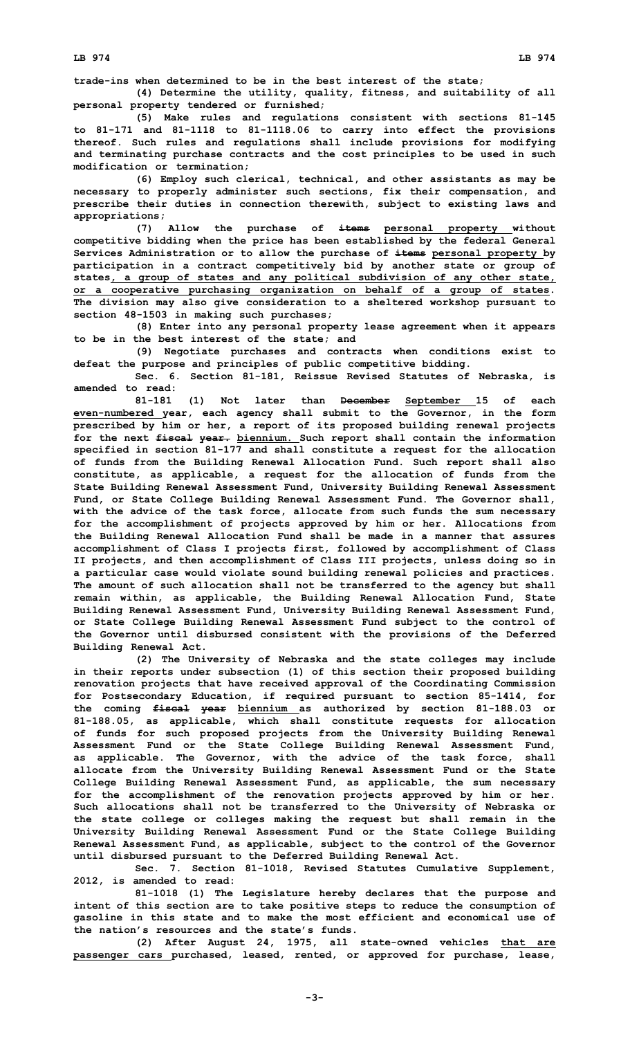**trade-ins when determined to be in the best interest of the state;**

**(4) Determine the utility, quality, fitness, and suitability of all personal property tendered or furnished;**

**(5) Make rules and regulations consistent with sections 81-145 to 81-171 and 81-1118 to 81-1118.06 to carry into effect the provisions thereof. Such rules and regulations shall include provisions for modifying and terminating purchase contracts and the cost principles to be used in such modification or termination;**

**(6) Employ such clerical, technical, and other assistants as may be necessary to properly administer such sections, fix their compensation, and prescribe their duties in connection therewith, subject to existing laws and appropriations;**

**(7) Allow the purchase of ~~items~~ personal property without competitive bidding when the price has been established by the federal General Services Administration or to allow the purchase of ~~items~~ personal property by participation in a contract competitively bid by another state or group of states, a group of states and any political subdivision of any other state, or a cooperative purchasing organization on behalf of a group of states. The division may also give consideration to a sheltered workshop pursuant to section 48-1503 in making such purchases;**

**(8) Enter into any personal property lease agreement when it appears to be in the best interest of the state; and**

**(9) Negotiate purchases and contracts when conditions exist to defeat the purpose and principles of public competitive bidding.**

**Sec. 6. Section 81-181, Reissue Revised Statutes of Nebraska, is amended to read:**

**81-181 (1) Not later than ~~December~~ September 15 of each even-numbered year, each agency shall submit to the Governor, in the form prescribed by him or her, a report of its proposed building renewal projects for the next ~~fiscal year.~~ biennium. Such report shall contain the information specified in section 81-177 and shall constitute a request for the allocation of funds from the Building Renewal Allocation Fund. Such report shall also constitute, as applicable, a request for the allocation of funds from the State Building Renewal Assessment Fund, University Building Renewal Assessment Fund, or State College Building Renewal Assessment Fund. The Governor shall, with the advice of the task force, allocate from such funds the sum necessary for the accomplishment of projects approved by him or her. Allocations from the Building Renewal Allocation Fund shall be made in a manner that assures accomplishment of Class I projects first, followed by accomplishment of Class II projects, and then accomplishment of Class III projects, unless doing so in a particular case would violate sound building renewal policies and practices. The amount of such allocation shall not be transferred to the agency but shall remain within, as applicable, the Building Renewal Allocation Fund, State Building Renewal Assessment Fund, University Building Renewal Assessment Fund, or State College Building Renewal Assessment Fund subject to the control of the Governor until disbursed consistent with the provisions of the Deferred Building Renewal Act.**

**(2) The University of Nebraska and the state colleges may include in their reports under subsection (1) of this section their proposed building renovation projects that have received approval of the Coordinating Commission for Postsecondary Education, if required pursuant to section 85-1414, for the coming ~~fiscal year~~ biennium as authorized by section 81-188.03 or 81-188.05, as applicable, which shall constitute requests for allocation of funds for such proposed projects from the University Building Renewal Assessment Fund or the State College Building Renewal Assessment Fund, as applicable. The Governor, with the advice of the task force, shall allocate from the University Building Renewal Assessment Fund or the State College Building Renewal Assessment Fund, as applicable, the sum necessary for the accomplishment of the renovation projects approved by him or her. Such allocations shall not be transferred to the University of Nebraska or the state college or colleges making the request but shall remain in the University Building Renewal Assessment Fund or the State College Building Renewal Assessment Fund, as applicable, subject to the control of the Governor until disbursed pursuant to the Deferred Building Renewal Act.**

**Sec. 7. Section 81-1018, Revised Statutes Cumulative Supplement, 2012, is amended to read:**

**81-1018 (1) The Legislature hereby declares that the purpose and intent of this section are to take positive steps to reduce the consumption of gasoline in this state and to make the most efficient and economical use of the nation's resources and the state's funds.**

**(2) After August 24, 1975, all state-owned vehicles that are passenger cars purchased, leased, rented, or approved for purchase, lease,**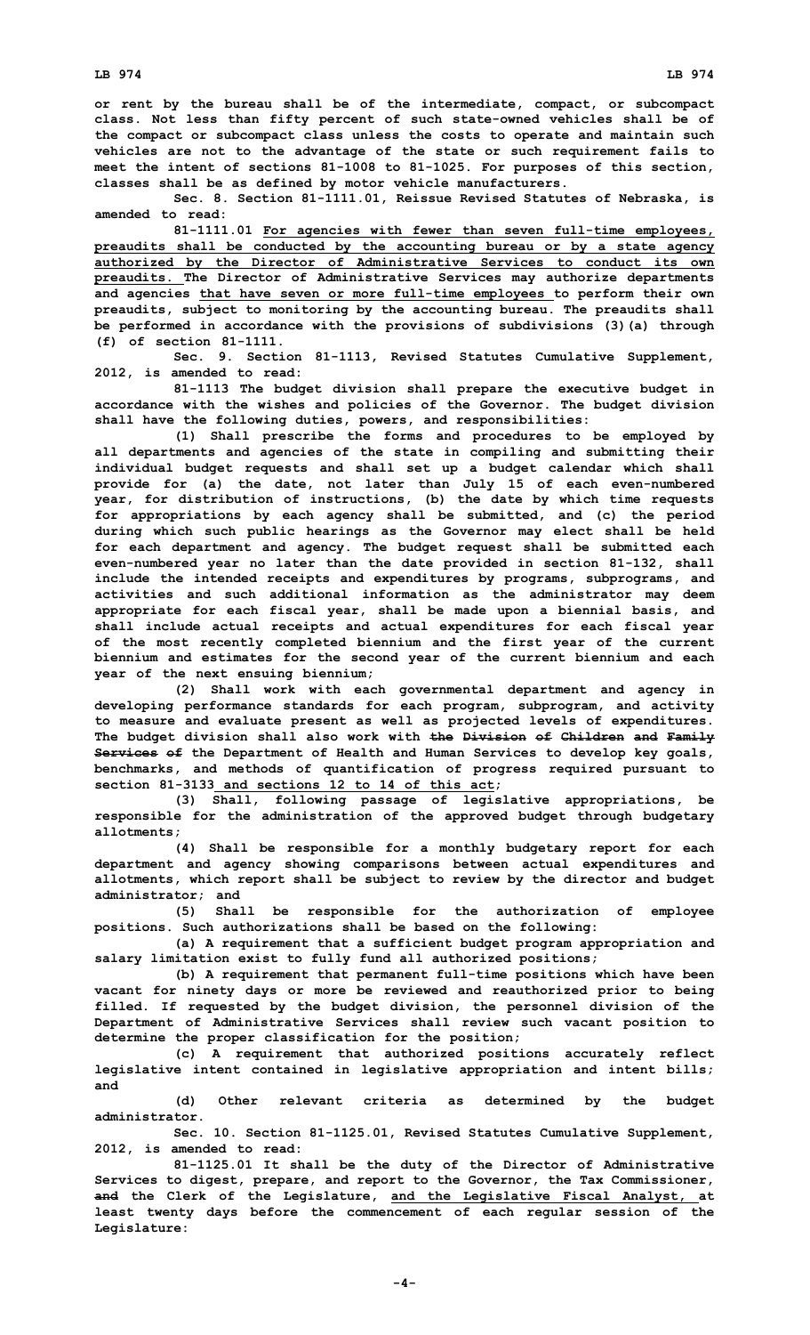**or rent by the bureau shall be of the intermediate, compact, or subcompact class. Not less than fifty percent of such state-owned vehicles shall be of the compact or subcompact class unless the costs to operate and maintain such vehicles are not to the advantage of the state or such requirement fails to meet the intent of sections 81-1008 to 81-1025. For purposes of this section, classes shall be as defined by motor vehicle manufacturers.**

**Sec. 8. Section 81-1111.01, Reissue Revised Statutes of Nebraska, is amended to read:**

**81-1111.01 For agencies with fewer than seven full-time employees, preaudits shall be conducted by the accounting bureau or by a state agency authorized by the Director of Administrative Services to conduct its own preaudits. The Director of Administrative Services may authorize departments and agencies that have seven or more full-time employees to perform their own preaudits, subject to monitoring by the accounting bureau. The preaudits shall be performed in accordance with the provisions of subdivisions (3)(a) through (f) of section 81-1111.**

**Sec. 9. Section 81-1113, Revised Statutes Cumulative Supplement, 2012, is amended to read:**

**81-1113 The budget division shall prepare the executive budget in accordance with the wishes and policies of the Governor. The budget division shall have the following duties, powers, and responsibilities:**

**(1) Shall prescribe the forms and procedures to be employed by all departments and agencies of the state in compiling and submitting their individual budget requests and shall set up a budget calendar which shall provide for (a) the date, not later than July 15 of each even-numbered year, for distribution of instructions, (b) the date by which time requests for appropriations by each agency shall be submitted, and (c) the period during which such public hearings as the Governor may elect shall be held for each department and agency. The budget request shall be submitted each even-numbered year no later than the date provided in section 81-132, shall include the intended receipts and expenditures by programs, subprograms, and activities and such additional information as the administrator may deem appropriate for each fiscal year, shall be made upon a biennial basis, and shall include actual receipts and actual expenditures for each fiscal year of the most recently completed biennium and the first year of the current biennium and estimates for the second year of the current biennium and each year of the next ensuing biennium;**

**(2) Shall work with each governmental department and agency in developing performance standards for each program, subprogram, and activity to measure and evaluate present as well as projected levels of expenditures. The budget division shall also work with ~~the Division of Children and Family Services of~~ the Department of Health and Human Services to develop key goals, benchmarks, and methods of quantification of progress required pursuant to section 81-3133 and sections 12 to 14 of this act;**

**(3) Shall, following passage of legislative appropriations, be responsible for the administration of the approved budget through budgetary allotments;**

**(4) Shall be responsible for a monthly budgetary report for each department and agency showing comparisons between actual expenditures and allotments, which report shall be subject to review by the director and budget administrator; and**

**(5) Shall be responsible for the authorization of employee positions. Such authorizations shall be based on the following:**

**(a) A requirement that a sufficient budget program appropriation and salary limitation exist to fully fund all authorized positions;**

**(b) A requirement that permanent full-time positions which have been vacant for ninety days or more be reviewed and reauthorized prior to being filled. If requested by the budget division, the personnel division of the Department of Administrative Services shall review such vacant position to determine the proper classification for the position;**

**(c) A requirement that authorized positions accurately reflect legislative intent contained in legislative appropriation and intent bills; and**

**(d) Other relevant criteria as determined by the budget administrator.**

**Sec. 10. Section 81-1125.01, Revised Statutes Cumulative Supplement, 2012, is amended to read:**

**81-1125.01 It shall be the duty of the Director of Administrative Services to digest, prepare, and report to the Governor, the Tax Commissioner, ~~and~~ the Clerk of the Legislature, and the Legislative Fiscal Analyst, at least twenty days before the commencement of each regular session of the Legislature:**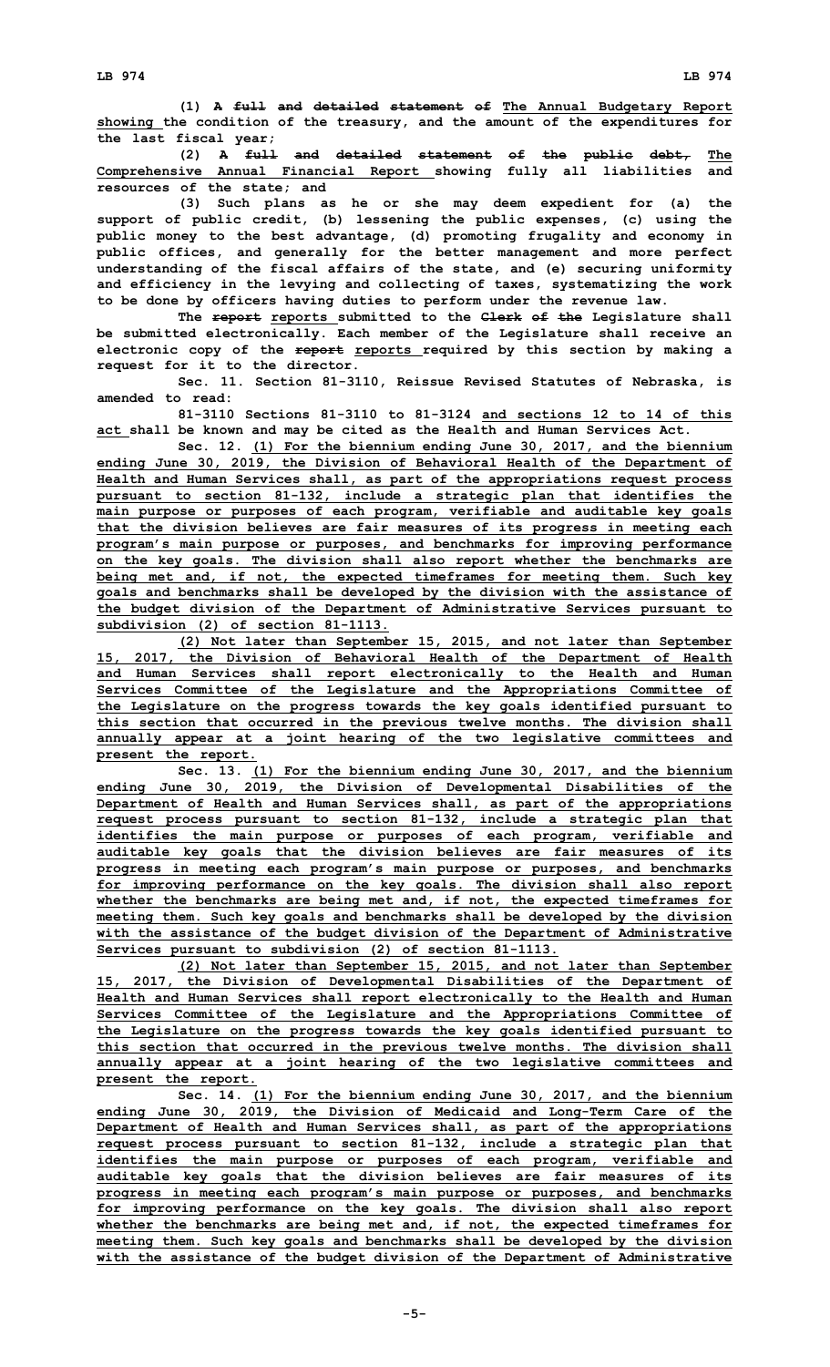(1) A ~~full and detailed statement of~~ The Annual Budgetary Report showing the condition of the treasury, and the amount of the expenditures for the last fiscal year;

(2) A ~~full and detailed statement of the public debt,~~ The Comprehensive Annual Financial Report showing fully all liabilities and resources of the state; and

(3) Such plans as he or she may deem expedient for (a) the support of public credit, (b) lessening the public expenses, (c) using the public money to the best advantage, (d) promoting frugality and economy in public offices, and generally for the better management and more perfect understanding of the fiscal affairs of the state, and (e) securing uniformity and efficiency in the levying and collecting of taxes, systematizing the work to be done by officers having duties to perform under the revenue law.

The ~~report~~ reports submitted to the ~~Clerk of the~~ Legislature shall be submitted electronically. Each member of the Legislature shall receive an electronic copy of the ~~report~~ reports required by this section by making a request for it to the director.

Sec. 11. Section 81-3110, Reissue Revised Statutes of Nebraska, is amended to read:

81-3110 Sections 81-3110 to 81-3124 and sections 12 to 14 of this act shall be known and may be cited as the Health and Human Services Act.

Sec. 12. (1) For the biennium ending June 30, 2017, and the biennium ending June 30, 2019, the Division of Behavioral Health of the Department of Health and Human Services shall, as part of the appropriations request process pursuant to section 81-132, include a strategic plan that identifies the main purpose or purposes of each program, verifiable and auditable key goals that the division believes are fair measures of its progress in meeting each program's main purpose or purposes, and benchmarks for improving performance on the key goals. The division shall also report whether the benchmarks are being met and, if not, the expected timeframes for meeting them. Such key goals and benchmarks shall be developed by the division with the assistance of the budget division of the Department of Administrative Services pursuant to subdivision (2) of section 81-1113.

(2) Not later than September 15, 2015, and not later than September 15, 2017, the Division of Behavioral Health of the Department of Health and Human Services shall report electronically to the Health and Human Services Committee of the Legislature and the Appropriations Committee of the Legislature on the progress towards the key goals identified pursuant to this section that occurred in the previous twelve months. The division shall annually appear at a joint hearing of the two legislative committees and present the report.

Sec. 13. (1) For the biennium ending June 30, 2017, and the biennium ending June 30, 2019, the Division of Developmental Disabilities of the Department of Health and Human Services shall, as part of the appropriations request process pursuant to section 81-132, include a strategic plan that identifies the main purpose or purposes of each program, verifiable and auditable key goals that the division believes are fair measures of its progress in meeting each program's main purpose or purposes, and benchmarks for improving performance on the key goals. The division shall also report whether the benchmarks are being met and, if not, the expected timeframes for meeting them. Such key goals and benchmarks shall be developed by the division with the assistance of the budget division of the Department of Administrative Services pursuant to subdivision (2) of section 81-1113.

(2) Not later than September 15, 2015, and not later than September 15, 2017, the Division of Developmental Disabilities of the Department of Health and Human Services shall report electronically to the Health and Human Services Committee of the Legislature and the Appropriations Committee of the Legislature on the progress towards the key goals identified pursuant to this section that occurred in the previous twelve months. The division shall annually appear at a joint hearing of the two legislative committees and present the report.

Sec. 14. (1) For the biennium ending June 30, 2017, and the biennium ending June 30, 2019, the Division of Medicaid and Long-Term Care of the Department of Health and Human Services shall, as part of the appropriations request process pursuant to section 81-132, include a strategic plan that identifies the main purpose or purposes of each program, verifiable and auditable key goals that the division believes are fair measures of its progress in meeting each program's main purpose or purposes, and benchmarks for improving performance on the key goals. The division shall also report whether the benchmarks are being met and, if not, the expected timeframes for meeting them. Such key goals and benchmarks shall be developed by the division with the assistance of the budget division of the Department of Administrative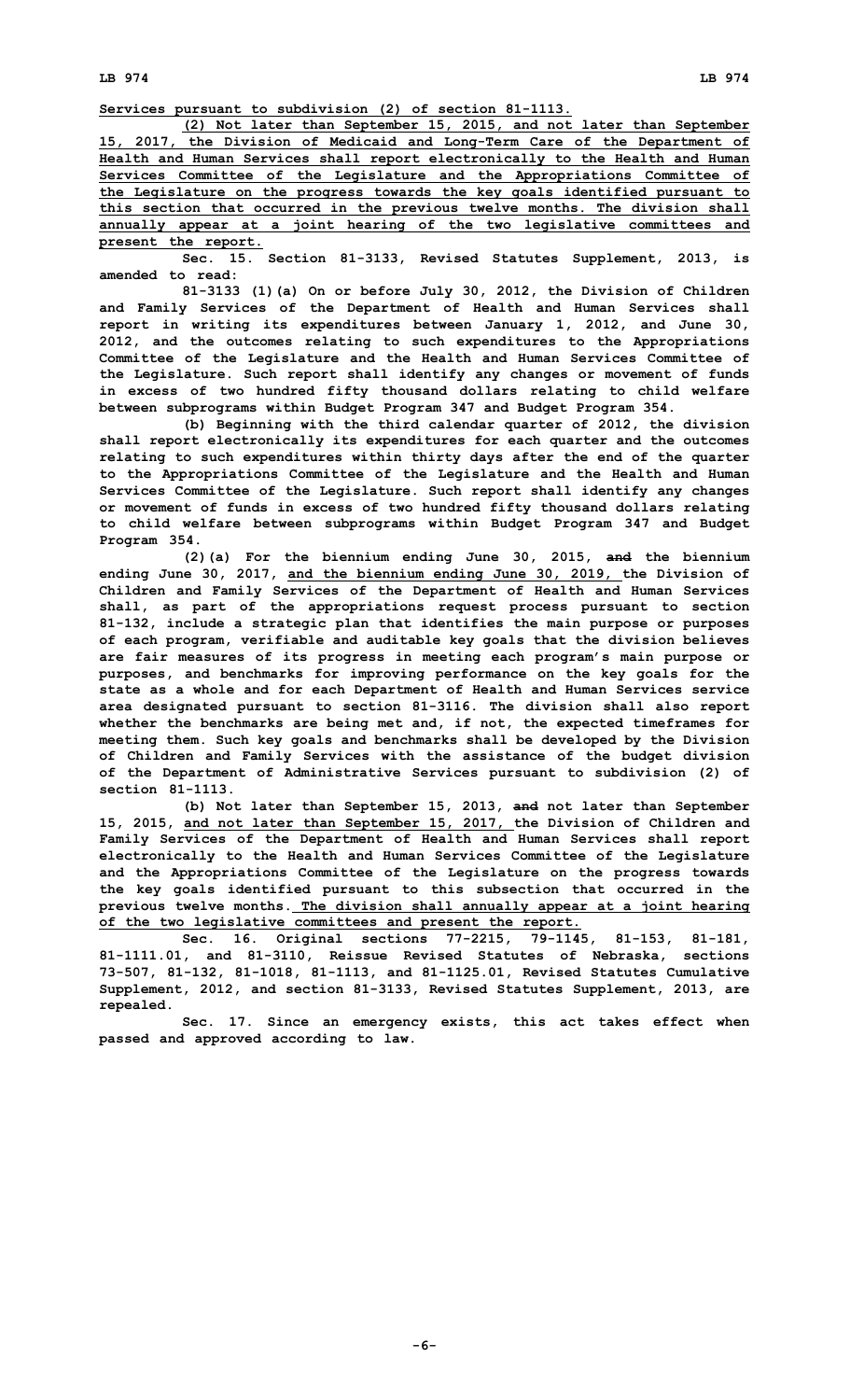Services pursuant to subdivision (2) of section 81-1113.

(2) Not later than September 15, 2015, and not later than September 15, 2017, the Division of Medicaid and Long-Term Care of the Department of Health and Human Services shall report electronically to the Health and Human Services Committee of the Legislature and the Appropriations Committee of the Legislature on the progress towards the key goals identified pursuant to this section that occurred in the previous twelve months. The division shall annually appear at a joint hearing of the two legislative committees and present the report.

Sec. 15. Section 81-3133, Revised Statutes Supplement, 2013, is amended to read:

81-3133 (1)(a) On or before July 30, 2012, the Division of Children and Family Services of the Department of Health and Human Services shall report in writing its expenditures between January 1, 2012, and June 30, 2012, and the outcomes relating to such expenditures to the Appropriations Committee of the Legislature and the Health and Human Services Committee of the Legislature. Such report shall identify any changes or movement of funds in excess of two hundred fifty thousand dollars relating to child welfare between subprograms within Budget Program 347 and Budget Program 354.

(b) Beginning with the third calendar quarter of 2012, the division shall report electronically its expenditures for each quarter and the outcomes relating to such expenditures within thirty days after the end of the quarter to the Appropriations Committee of the Legislature and the Health and Human Services Committee of the Legislature. Such report shall identify any changes or movement of funds in excess of two hundred fifty thousand dollars relating to child welfare between subprograms within Budget Program 347 and Budget Program 354.

(2)(a) For the biennium ending June 30, 2015, ~~and~~ the biennium ending June 30, 2017, and the biennium ending June 30, 2019, the Division of Children and Family Services of the Department of Health and Human Services shall, as part of the appropriations request process pursuant to section 81-132, include a strategic plan that identifies the main purpose or purposes of each program, verifiable and auditable key goals that the division believes are fair measures of its progress in meeting each program's main purpose or purposes, and benchmarks for improving performance on the key goals for the state as a whole and for each Department of Health and Human Services service area designated pursuant to section 81-3116. The division shall also report whether the benchmarks are being met and, if not, the expected timeframes for meeting them. Such key goals and benchmarks shall be developed by the Division of Children and Family Services with the assistance of the budget division of the Department of Administrative Services pursuant to subdivision (2) of section 81-1113.

(b) Not later than September 15, 2013, ~~and~~ not later than September 15, 2015, and not later than September 15, 2017, the Division of Children and Family Services of the Department of Health and Human Services shall report electronically to the Health and Human Services Committee of the Legislature and the Appropriations Committee of the Legislature on the progress towards the key goals identified pursuant to this subsection that occurred in the previous twelve months. The division shall annually appear at a joint hearing of the two legislative committees and present the report.

Sec. 16. Original sections 77-2215, 79-1145, 81-153, 81-181, 81-1111.01, and 81-3110, Reissue Revised Statutes of Nebraska, sections 73-507, 81-132, 81-1018, 81-1113, and 81-1125.01, Revised Statutes Cumulative Supplement, 2012, and section 81-3133, Revised Statutes Supplement, 2013, are repealed.

Sec. 17. Since an emergency exists, this act takes effect when passed and approved according to law.